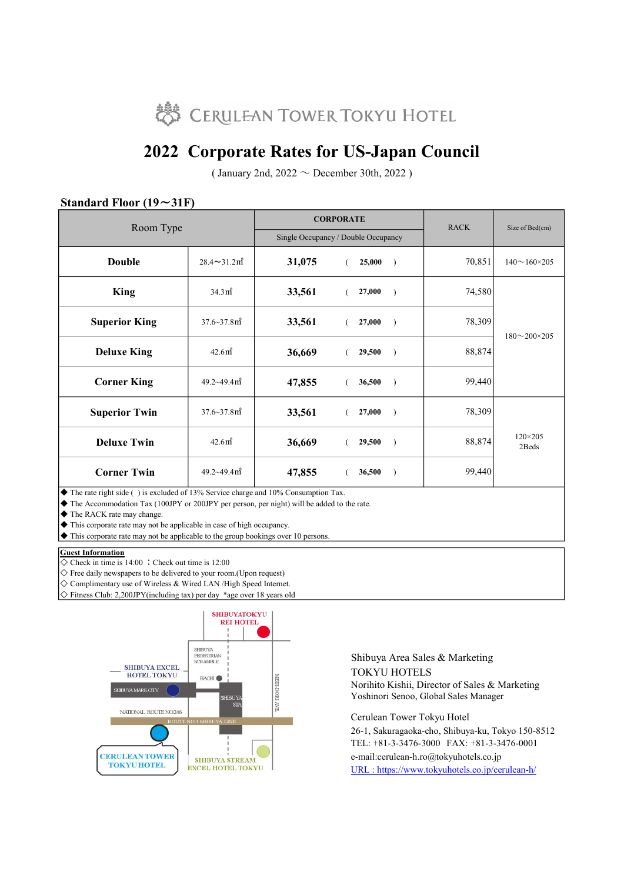# CERULEAN TOWER TOKYU HOTEL

# 2022 Corporate Rates for US-Japan Council

( January 2nd, 2022 ～ December 30th, 2022 )

## Standard Floor (19～31F)

| Room Type | | CORPORATE | | RACK | Size of Bed(cm) |
|---|---|---|---|---|---|
| | | Single Occupancy / Double Occupancy | | | |
| **Double** | 28.4～31.2㎡ | **31,075** | ( **25,000** ) | 70,851 | 140～160×205 |
| **King** | 34.3㎡ | **33,561** | ( **27,000** ) | 74,580 | 180～200×205 |
| **Superior King** | 37.6~37.8㎡ | **33,561** | ( **27,000** ) | 78,309 | 180～200×205 |
| **Deluxe King** | 42.6㎡ | **36,669** | ( **29,500** ) | 88,874 | 180～200×205 |
| **Corner King** | 49.2~49.4㎡ | **47,855** | ( **36,500** ) | 99,440 | 180～200×205 |
| **Superior Twin** | 37.6~37.8㎡ | **33,561** | ( **27,000** ) | 78,309 | 120×205 2Beds |
| **Deluxe Twin** | 42.6㎡ | **36,669** | ( **29,500** ) | 88,874 | 120×205 2Beds |
| **Corner Twin** | 49.2~49.4㎡ | **47,855** | ( **36,500** ) | 99,440 | 120×205 2Beds |

◆ The rate right side ( ) is excluded of 13% Service charge and 10% Consumption Tax.
◆ The Accommodation Tax (100JPY or 200JPY per person, per night) will be added to the rate.
◆ The RACK rate may change.
◆ This corporate rate may not be applicable in case of high occupancy.
◆ This corporate rate may not be applicable to the group bookings over 10 persons.

**Guest Information**

◇ Check in time is 14:00 ：Check out time is 12:00
◇ Free daily newspapers to be delivered to your room.(Upon request)
◇ Complimentary use of Wireless & Wired LAN /High Speed Internet.
◇ Fitness Club: 2,200JPY(including tax) per day *age over 18 years old

SHIBUYATOKYU REI HOTEL
SHIBUYA PEDESTRIAN SCRAMBLE
SHIBUYA EXCEL HOTEL TOKYU
HACHI
SHIBUYA MARK CITY
SHIBUYA STA
MEIJI-DORI AVE.
NATIONAL ROUTE NO.246
ROUTE NO.3 SHIBUYA LINE
CERULEAN TOWER TOKYU HOTEL
SHIBUYA STREAM EXCEL HOTEL TOKYU

Shibuya Area Sales & Marketing
TOKYU HOTELS
Norihito Kishii, Director of Sales & Marketing
Yoshinori Senoo, Global Sales Manager

Cerulean Tower Tokyu Hotel
26-1, Sakuragaoka-cho, Shibuya-ku, Tokyo 150-8512
TEL: +81-3-3476-3000 FAX: +81-3-3476-0001
e-mail:cerulean-h.ro@tokyuhotels.co.jp
URL : https://www.tokyuhotels.co.jp/cerulean-h/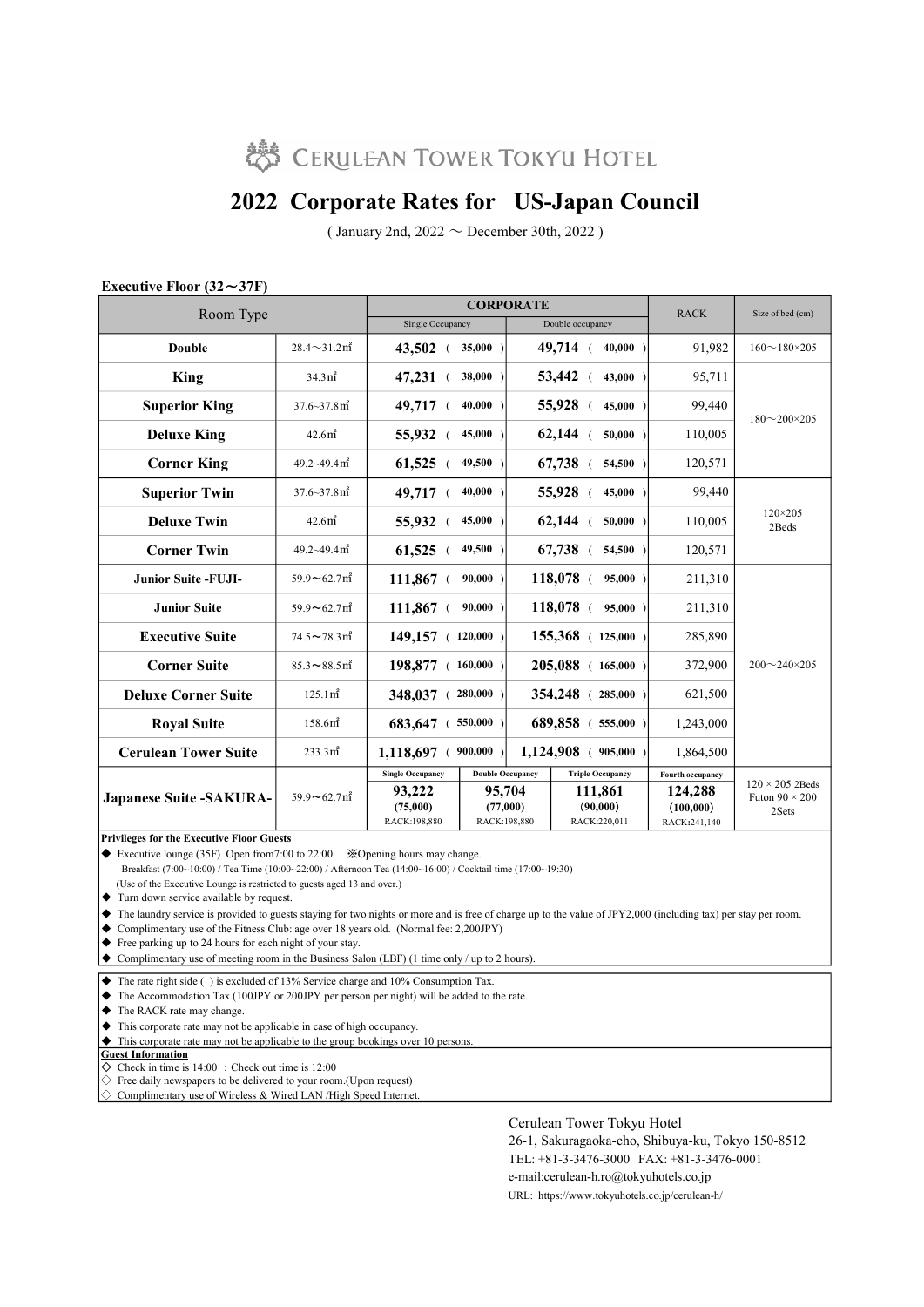CERULEAN TOWER TOKYU HOTEL

# 2022 Corporate Rates for US-Japan Council

( January 2nd, 2022 ～ December 30th, 2022 )

**Executive Floor (32～37F)**

| Room Type | | CORPORATE | | RACK | Size of bed (cm) |
|---|---|---|---|---|---|
| | | Single Occupancy | Double occupancy | | |
| Double | 28.4～31.2㎡ | 43,502 ( 35,000 ) | 49,714 ( 40,000 ) | 91,982 | 160～180×205 |
| King | 34.3㎡ | 47,231 ( 38,000 ) | 53,442 ( 43,000 ) | 95,711 | 180～200×205 |
| Superior King | 37.6~37.8㎡ | 49,717 ( 40,000 ) | 55,928 ( 45,000 ) | 99,440 | |
| Deluxe King | 42.6㎡ | 55,932 ( 45,000 ) | 62,144 ( 50,000 ) | 110,005 | |
| Corner King | 49.2~49.4㎡ | 61,525 ( 49,500 ) | 67,738 ( 54,500 ) | 120,571 | |
| Superior Twin | 37.6~37.8㎡ | 49,717 ( 40,000 ) | 55,928 ( 45,000 ) | 99,440 | 120×205 2Beds |
| Deluxe Twin | 42.6㎡ | 55,932 ( 45,000 ) | 62,144 ( 50,000 ) | 110,005 | |
| Corner Twin | 49.2~49.4㎡ | 61,525 ( 49,500 ) | 67,738 ( 54,500 ) | 120,571 | |
| Junior Suite -FUJI- | 59.9～62.7㎡ | 111,867 ( 90,000 ) | 118,078 ( 95,000 ) | 211,310 | 200～240×205 |
| Junior Suite | 59.9～62.7㎡ | 111,867 ( 90,000 ) | 118,078 ( 95,000 ) | 211,310 | |
| Executive Suite | 74.5～78.3㎡ | 149,157 ( 120,000 ) | 155,368 ( 125,000 ) | 285,890 | |
| Corner Suite | 85.3～88.5㎡ | 198,877 ( 160,000 ) | 205,088 ( 165,000 ) | 372,900 | |
| Deluxe Corner Suite | 125.1㎡ | 348,037 ( 280,000 ) | 354,248 ( 285,000 ) | 621,500 | |
| Royal Suite | 158.6㎡ | 683,647 ( 550,000 ) | 689,858 ( 555,000 ) | 1,243,000 | |
| Cerulean Tower Suite | 233.3㎡ | 1,118,697 ( 900,000 ) | 1,124,908 ( 905,000 ) | 1,864,500 | |

| Room Type | | Single Occupancy | Double Occupancy | Triple Occupancy | Fourth occupancy | Size of bed (cm) |
|---|---|---|---|---|---|---|
| Japanese Suite -SAKURA- | 59.9～62.7㎡ | 93,222 (75,000) RACK:198,880 | 95,704 (77,000) RACK:198,880 | 111,861 (90,000) RACK:220,011 | 124,288 (100,000) RACK:241,140 | 120 × 205 2Beds Futon 90 × 200 2Sets |

**Privileges for the Executive Floor Guests**

◆ Executive lounge (35F) Open from7:00 to 22:00 ※Opening hours may change.
Breakfast (7:00~10:00) / Tea Time (10:00~22:00) / Afternoon Tea (14:00~16:00) / Cocktail time (17:00~19:30)
(Use of the Executive Lounge is restricted to guests aged 13 and over.)

◆ Turn down service available by request.

◆ The laundry service is provided to guests staying for two nights or more and is free of charge up to the value of JPY2,000 (including tax) per stay per room.

◆ Complimentary use of the Fitness Club: age over 18 years old. (Normal fee: 2,200JPY)

◆ Free parking up to 24 hours for each night of your stay.

◆ Complimentary use of meeting room in the Business Salon (LBF) (1 time only / up to 2 hours).

◆ The rate right side ( ) is excluded of 13% Service charge and 10% Consumption Tax.

◆ The Accommodation Tax (100JPY or 200JPY per person per night) will be added to the rate.

◆ The RACK rate may change.

◆ This corporate rate may not be applicable in case of high occupancy.

◆ This corporate rate may not be applicable to the group bookings over 10 persons.

**Guest Information**

◇ Check in time is 14:00 : Check out time is 12:00

◇ Free daily newspapers to be delivered to your room.(Upon request)

◇ Complimentary use of Wireless & Wired LAN /High Speed Internet.

Cerulean Tower Tokyu Hotel
26-1, Sakuragaoka-cho, Shibuya-ku, Tokyo 150-8512
TEL: +81-3-3476-3000 FAX: +81-3-3476-0001
e-mail:cerulean-h.ro@tokyuhotels.co.jp
URL: https://www.tokyuhotels.co.jp/cerulean-h/